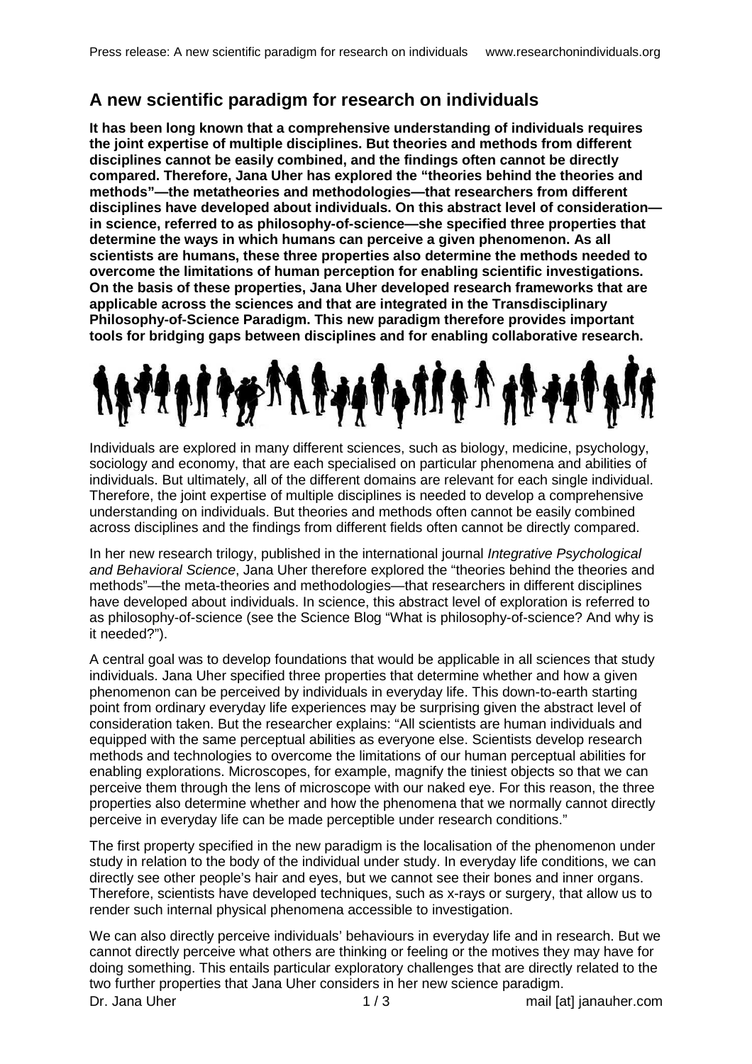## A new scientific paradigm for research on individuals

**It has been long known that a comprehensive understanding of individuals requires the joint expertise of multiple disciplines. But theories and methods from different disciplines cannot be easily combined, and the findings often cannot be directly compared. Therefore, Jana Uher has explored the "theories behind the theories and methods"—the metatheories and methodologies—that researchers from different disciplines have developed about individuals. On this abstract level of consideration—in science, referred to as philosophy-of-science—she specified three properties that determine the ways in which humans can perceive a given phenomenon. As all scientists are humans, these three properties also determine the methods needed to overcome the limitations of human perception for enabling scientific investigations. On the basis of these properties, Jana Uher developed research frameworks that are applicable across the sciences and that are integrated in the Transdisciplinary Philosophy-of-Science Paradigm. This new paradigm therefore provides important tools for bridging gaps between disciplines and for enabling collaborative research.**

Individuals are explored in many different sciences, such as biology, medicine, psychology, sociology and economy, that are each specialised on particular phenomena and abilities of individuals. But ultimately, all of the different domains are relevant for each single individual. Therefore, the joint expertise of multiple disciplines is needed to develop a comprehensive understanding on individuals. But theories and methods often cannot be easily combined across disciplines and the findings from different fields often cannot be directly compared.

In her new research trilogy, published in the international journal *Integrative Psychological and Behavioral Science*, Jana Uher therefore explored the "theories behind the theories and methods"—the meta-theories and methodologies—that researchers in different disciplines have developed about individuals. In science, this abstract level of exploration is referred to as philosophy-of-science (see the Science Blog "What is philosophy-of-science? And why is it needed?").

A central goal was to develop foundations that would be applicable in all sciences that study individuals. Jana Uher specified three properties that determine whether and how a given phenomenon can be perceived by individuals in everyday life. This down-to-earth starting point from ordinary everyday life experiences may be surprising given the abstract level of consideration taken. But the researcher explains: "All scientists are human individuals and equipped with the same perceptual abilities as everyone else. Scientists develop research methods and technologies to overcome the limitations of our human perceptual abilities for enabling explorations. Microscopes, for example, magnify the tiniest objects so that we can perceive them through the lens of microscope with our naked eye. For this reason, the three properties also determine whether and how the phenomena that we normally cannot directly perceive in everyday life can be made perceptible under research conditions."

The first property specified in the new paradigm is the localisation of the phenomenon under study in relation to the body of the individual under study. In everyday life conditions, we can directly see other people's hair and eyes, but we cannot see their bones and inner organs. Therefore, scientists have developed techniques, such as x-rays or surgery, that allow us to render such internal physical phenomena accessible to investigation.

We can also directly perceive individuals' behaviours in everyday life and in research. But we cannot directly perceive what others are thinking or feeling or the motives they may have for doing something. This entails particular exploratory challenges that are directly related to the two further properties that Jana Uher considers in her new science paradigm.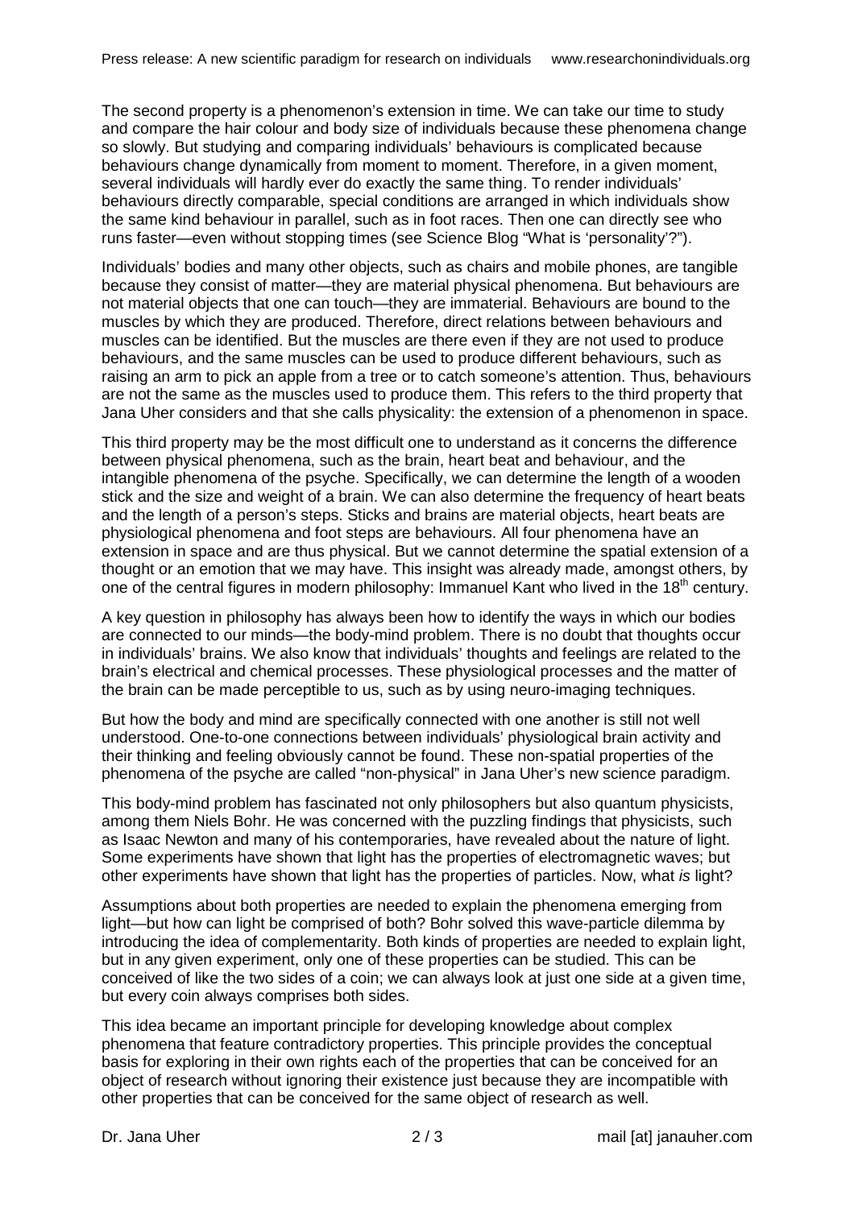The second property is a phenomenon's extension in time. We can take our time to study and compare the hair colour and body size of individuals because these phenomena change so slowly. But studying and comparing individuals' behaviours is complicated because behaviours change dynamically from moment to moment. Therefore, in a given moment, several individuals will hardly ever do exactly the same thing. To render individuals' behaviours directly comparable, special conditions are arranged in which individuals show the same kind behaviour in parallel, such as in foot races. Then one can directly see who runs faster—even without stopping times (see Science Blog "What is 'personality'?").

Individuals' bodies and many other objects, such as chairs and mobile phones, are tangible because they consist of matter—they are material physical phenomena. But behaviours are not material objects that one can touch—they are immaterial. Behaviours are bound to the muscles by which they are produced. Therefore, direct relations between behaviours and muscles can be identified. But the muscles are there even if they are not used to produce behaviours, and the same muscles can be used to produce different behaviours, such as raising an arm to pick an apple from a tree or to catch someone's attention. Thus, behaviours are not the same as the muscles used to produce them. This refers to the third property that Jana Uher considers and that she calls physicality: the extension of a phenomenon in space.

This third property may be the most difficult one to understand as it concerns the difference between physical phenomena, such as the brain, heart beat and behaviour, and the intangible phenomena of the psyche. Specifically, we can determine the length of a wooden stick and the size and weight of a brain. We can also determine the frequency of heart beats and the length of a person's steps. Sticks and brains are material objects, heart beats are physiological phenomena and foot steps are behaviours. All four phenomena have an extension in space and are thus physical. But we cannot determine the spatial extension of a thought or an emotion that we may have. This insight was already made, amongst others, by one of the central figures in modern philosophy: Immanuel Kant who lived in the 18th century.

A key question in philosophy has always been how to identify the ways in which our bodies are connected to our minds—the body-mind problem. There is no doubt that thoughts occur in individuals' brains. We also know that individuals' thoughts and feelings are related to the brain's electrical and chemical processes. These physiological processes and the matter of the brain can be made perceptible to us, such as by using neuro-imaging techniques.

But how the body and mind are specifically connected with one another is still not well understood. One-to-one connections between individuals' physiological brain activity and their thinking and feeling obviously cannot be found. These non-spatial properties of the phenomena of the psyche are called "non-physical" in Jana Uher's new science paradigm.

This body-mind problem has fascinated not only philosophers but also quantum physicists, among them Niels Bohr. He was concerned with the puzzling findings that physicists, such as Isaac Newton and many of his contemporaries, have revealed about the nature of light. Some experiments have shown that light has the properties of electromagnetic waves; but other experiments have shown that light has the properties of particles. Now, what *is* light?

Assumptions about both properties are needed to explain the phenomena emerging from light—but how can light be comprised of both? Bohr solved this wave-particle dilemma by introducing the idea of complementarity. Both kinds of properties are needed to explain light, but in any given experiment, only one of these properties can be studied. This can be conceived of like the two sides of a coin; we can always look at just one side at a given time, but every coin always comprises both sides.

This idea became an important principle for developing knowledge about complex phenomena that feature contradictory properties. This principle provides the conceptual basis for exploring in their own rights each of the properties that can be conceived for an object of research without ignoring their existence just because they are incompatible with other properties that can be conceived for the same object of research as well.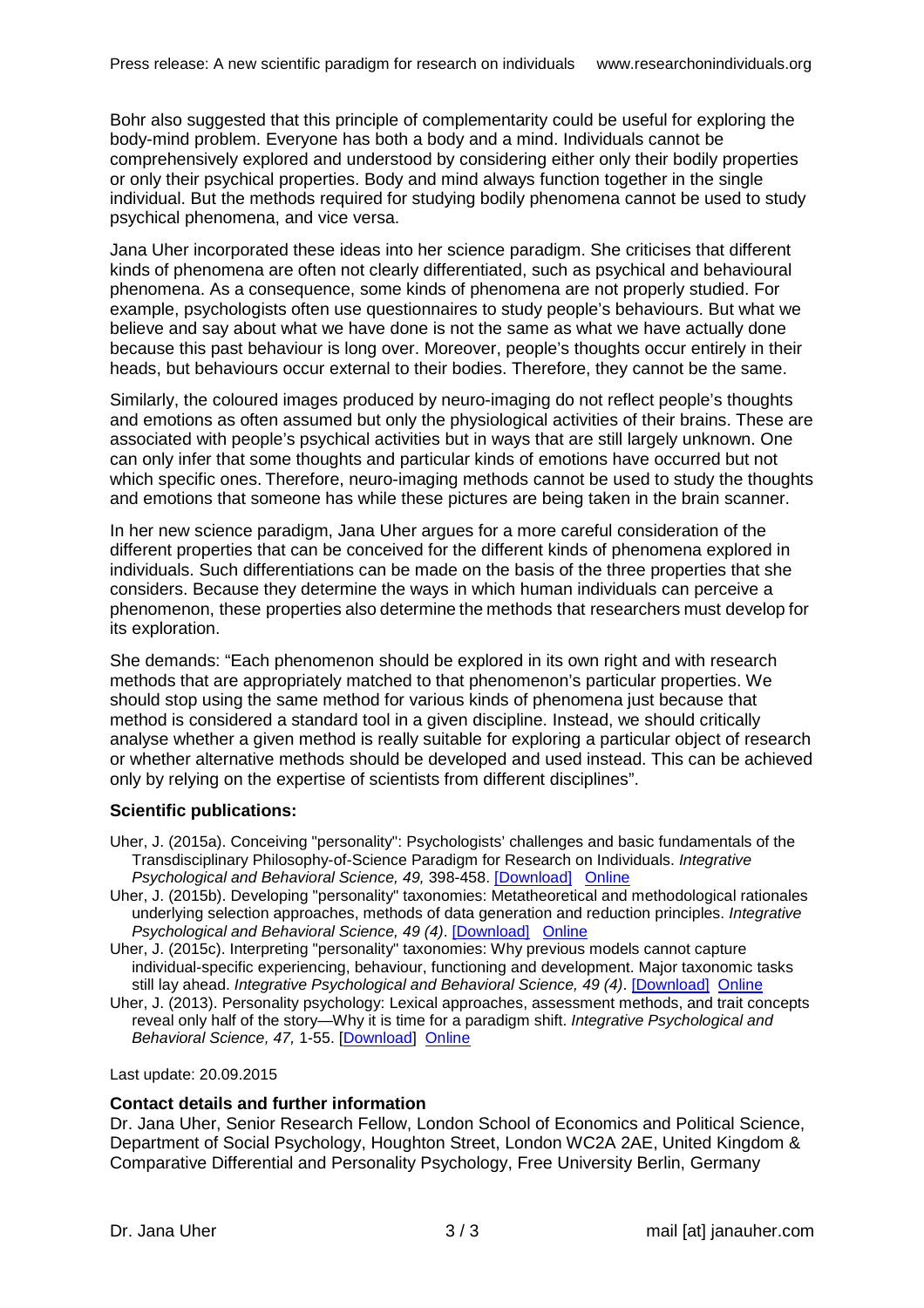Bohr also suggested that this principle of complementarity could be useful for exploring the body-mind problem. Everyone has both a body and a mind. Individuals cannot be comprehensively explored and understood by considering either only their bodily properties or only their psychical properties. Body and mind always function together in the single individual. But the methods required for studying bodily phenomena cannot be used to study psychical phenomena, and vice versa.

Jana Uher incorporated these ideas into her science paradigm. She criticises that different kinds of phenomena are often not clearly differentiated, such as psychical and behavioural phenomena. As a consequence, some kinds of phenomena are not properly studied. For example, psychologists often use questionnaires to study people's behaviours. But what we believe and say about what we have done is not the same as what we have actually done because this past behaviour is long over. Moreover, people's thoughts occur entirely in their heads, but behaviours occur external to their bodies. Therefore, they cannot be the same.

Similarly, the coloured images produced by neuro-imaging do not reflect people's thoughts and emotions as often assumed but only the physiological activities of their brains. These are associated with people's psychical activities but in ways that are still largely unknown. One can only infer that some thoughts and particular kinds of emotions have occurred but not which specific ones. Therefore, neuro-imaging methods cannot be used to study the thoughts and emotions that someone has while these pictures are being taken in the brain scanner.

In her new science paradigm, Jana Uher argues for a more careful consideration of the different properties that can be conceived for the different kinds of phenomena explored in individuals. Such differentiations can be made on the basis of the three properties that she considers. Because they determine the ways in which human individuals can perceive a phenomenon, these properties also determine the methods that researchers must develop for its exploration.

She demands: "Each phenomenon should be explored in its own right and with research methods that are appropriately matched to that phenomenon's particular properties. We should stop using the same method for various kinds of phenomena just because that method is considered a standard tool in a given discipline. Instead, we should critically analyse whether a given method is really suitable for exploring a particular object of research or whether alternative methods should be developed and used instead. This can be achieved only by relying on the expertise of scientists from different disciplines".

### Scientific publications:

- Uher, J. (2015a). Conceiving "personality": Psychologists' challenges and basic fundamentals of the Transdisciplinary Philosophy-of-Science Paradigm for Research on Individuals. *Integrative Psychological and Behavioral Science, 49,* 398-458. [Download] Online
- Uher, J. (2015b). Developing "personality" taxonomies: Metatheoretical and methodological rationales underlying selection approaches, methods of data generation and reduction principles. *Integrative Psychological and Behavioral Science, 49 (4)*. [Download] Online
- Uher, J. (2015c). Interpreting "personality" taxonomies: Why previous models cannot capture individual-specific experiencing, behaviour, functioning and development. Major taxonomic tasks still lay ahead. *Integrative Psychological and Behavioral Science, 49 (4)*. [Download] Online
- Uher, J. (2013). Personality psychology: Lexical approaches, assessment methods, and trait concepts reveal only half of the story—Why it is time for a paradigm shift. *Integrative Psychological and Behavioral Science, 47,* 1-55. [Download] Online

Last update: 20.09.2015

### Contact details and further information

Dr. Jana Uher, Senior Research Fellow, London School of Economics and Political Science, Department of Social Psychology, Houghton Street, London WC2A 2AE, United Kingdom & Comparative Differential and Personality Psychology, Free University Berlin, Germany

Dr. Jana Uher mail [at] janauher.com